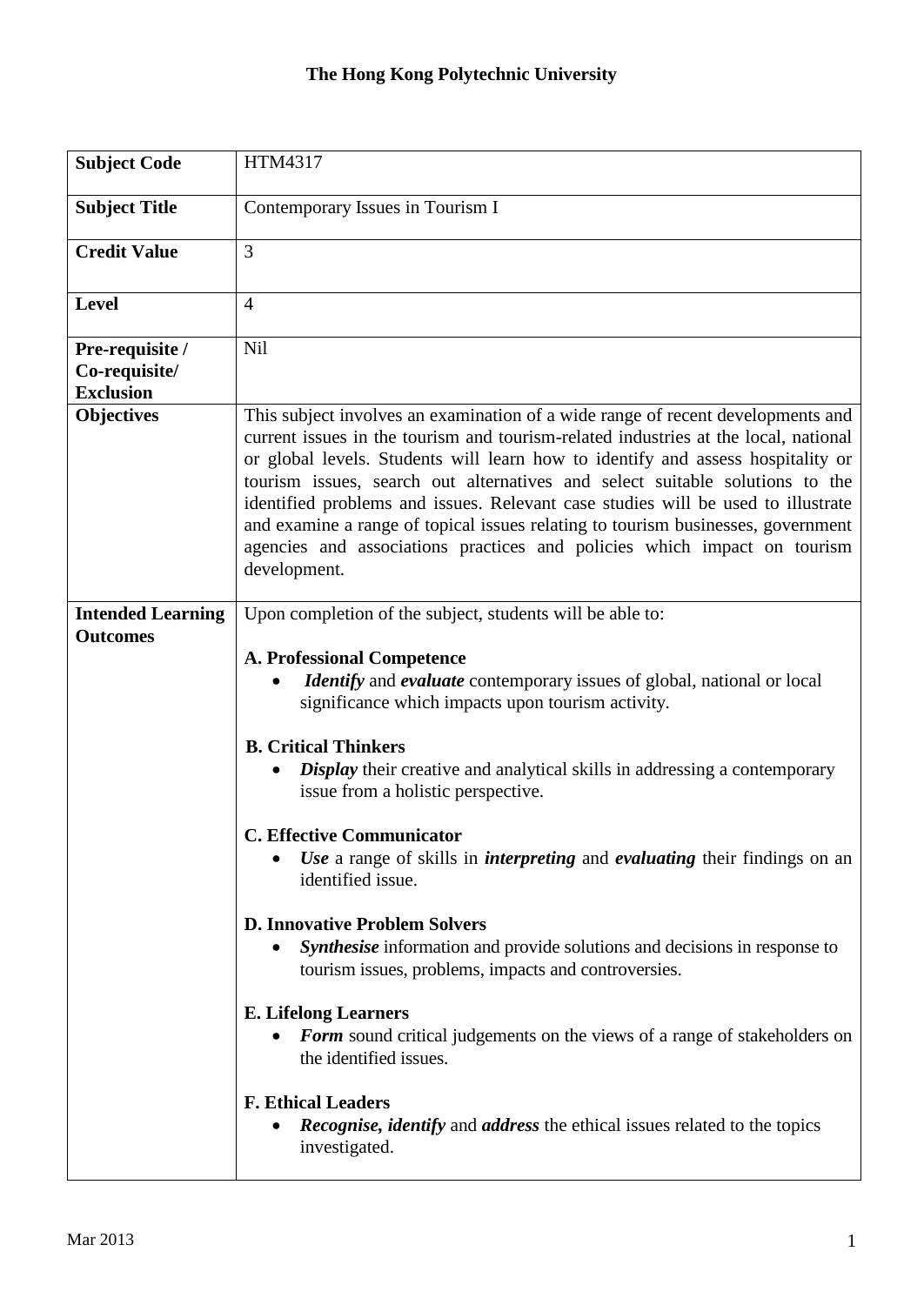# The Hong Kong Polytechnic University

| | |
|---|---|
| **Subject Code** | HTM4317 |
| **Subject Title** | Contemporary Issues in Tourism I |
| **Credit Value** | 3 |
| **Level** | 4 |
| **Pre-requisite / Co-requisite/ Exclusion** | Nil |
| **Objectives** | This subject involves an examination of a wide range of recent developments and current issues in the tourism and tourism-related industries at the local, national or global levels. Students will learn how to identify and assess hospitality or tourism issues, search out alternatives and select suitable solutions to the identified problems and issues. Relevant case studies will be used to illustrate and examine a range of topical issues relating to tourism businesses, government agencies and associations practices and policies which impact on tourism development. |
| **Intended Learning Outcomes** | Upon completion of the subject, students will be able to:<br><br>**A. Professional Competence**<br>• ***Identify*** and ***evaluate*** contemporary issues of global, national or local significance which impacts upon tourism activity.<br><br>**B. Critical Thinkers**<br>• ***Display*** their creative and analytical skills in addressing a contemporary issue from a holistic perspective.<br><br>**C. Effective Communicator**<br>• ***Use*** a range of skills in ***interpreting*** and ***evaluating*** their findings on an identified issue.<br><br>**D. Innovative Problem Solvers**<br>• ***Synthesise*** information and provide solutions and decisions in response to tourism issues, problems, impacts and controversies.<br><br>**E. Lifelong Learners**<br>• ***Form*** sound critical judgements on the views of a range of stakeholders on the identified issues.<br><br>**F. Ethical Leaders**<br>• ***Recognise, identify*** and ***address*** the ethical issues related to the topics investigated. |

Mar 2013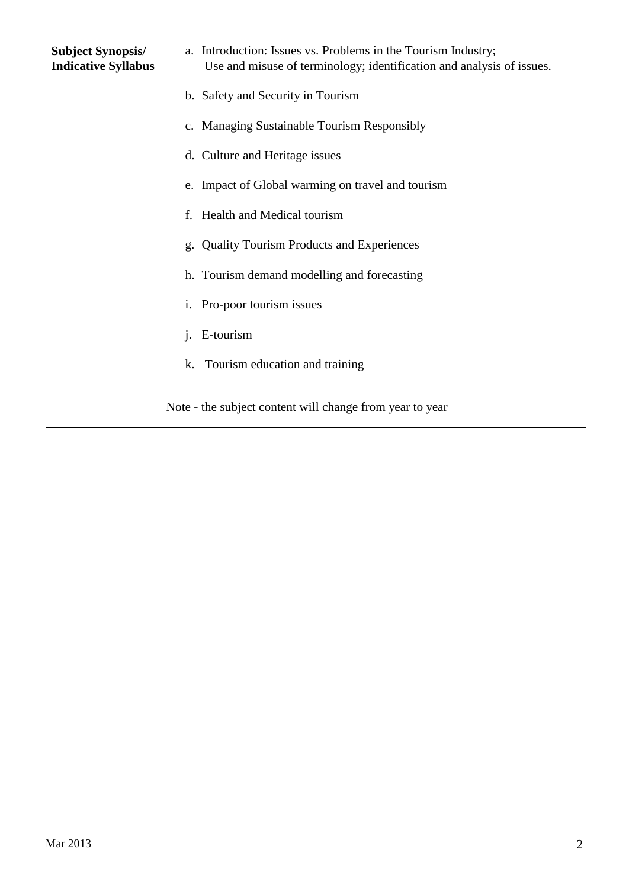| | |
|---|---|
| **Subject Synopsis/ Indicative Syllabus** | a. Introduction: Issues vs. Problems in the Tourism Industry; Use and misuse of terminology; identification and analysis of issues.<br><br>b. Safety and Security in Tourism<br><br>c. Managing Sustainable Tourism Responsibly<br><br>d. Culture and Heritage issues<br><br>e. Impact of Global warming on travel and tourism<br><br>f. Health and Medical tourism<br><br>g. Quality Tourism Products and Experiences<br><br>h. Tourism demand modelling and forecasting<br><br>i. Pro-poor tourism issues<br><br>j. E-tourism<br><br>k. Tourism education and training<br><br>Note - the subject content will change from year to year |

Mar 2013